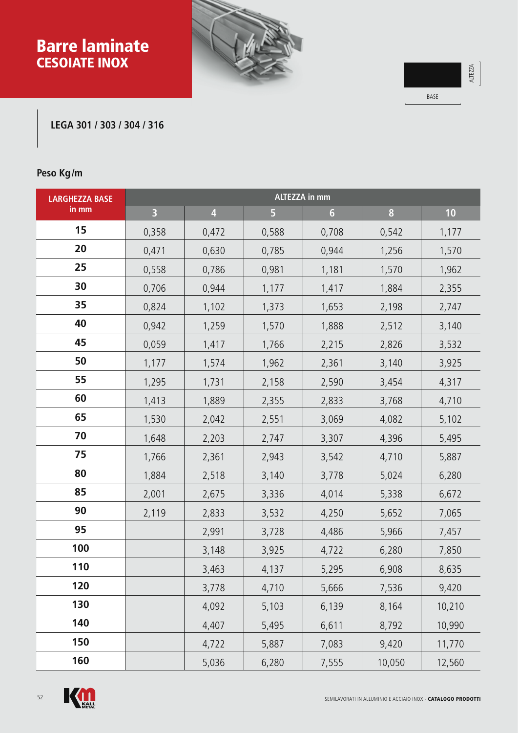# Barre laminate
## CESOIATE INOX

ALTEZZA

BASE

**LEGA 301 / 303 / 304 / 316**

**Peso Kg/m**

| LARGHEZZA BASE in mm | ALTEZZA in mm | | | | | |
|---|---|---|---|---|---|---|
| | 3 | 4 | 5 | 6 | 8 | 10 |
| 15 | 0,358 | 0,472 | 0,588 | 0,708 | 0,542 | 1,177 |
| 20 | 0,471 | 0,630 | 0,785 | 0,944 | 1,256 | 1,570 |
| 25 | 0,558 | 0,786 | 0,981 | 1,181 | 1,570 | 1,962 |
| 30 | 0,706 | 0,944 | 1,177 | 1,417 | 1,884 | 2,355 |
| 35 | 0,824 | 1,102 | 1,373 | 1,653 | 2,198 | 2,747 |
| 40 | 0,942 | 1,259 | 1,570 | 1,888 | 2,512 | 3,140 |
| 45 | 0,059 | 1,417 | 1,766 | 2,215 | 2,826 | 3,532 |
| 50 | 1,177 | 1,574 | 1,962 | 2,361 | 3,140 | 3,925 |
| 55 | 1,295 | 1,731 | 2,158 | 2,590 | 3,454 | 4,317 |
| 60 | 1,413 | 1,889 | 2,355 | 2,833 | 3,768 | 4,710 |
| 65 | 1,530 | 2,042 | 2,551 | 3,069 | 4,082 | 5,102 |
| 70 | 1,648 | 2,203 | 2,747 | 3,307 | 4,396 | 5,495 |
| 75 | 1,766 | 2,361 | 2,943 | 3,542 | 4,710 | 5,887 |
| 80 | 1,884 | 2,518 | 3,140 | 3,778 | 5,024 | 6,280 |
| 85 | 2,001 | 2,675 | 3,336 | 4,014 | 5,338 | 6,672 |
| 90 | 2,119 | 2,833 | 3,532 | 4,250 | 5,652 | 7,065 |
| 95 | | 2,991 | 3,728 | 4,486 | 5,966 | 7,457 |
| 100 | | 3,148 | 3,925 | 4,722 | 6,280 | 7,850 |
| 110 | | 3,463 | 4,137 | 5,295 | 6,908 | 8,635 |
| 120 | | 3,778 | 4,710 | 5,666 | 7,536 | 9,420 |
| 130 | | 4,092 | 5,103 | 6,139 | 8,164 | 10,210 |
| 140 | | 4,407 | 5,495 | 6,611 | 8,792 | 10,990 |
| 150 | | 4,722 | 5,887 | 7,083 | 9,420 | 11,770 |
| 160 | | 5,036 | 6,280 | 7,555 | 10,050 | 12,560 |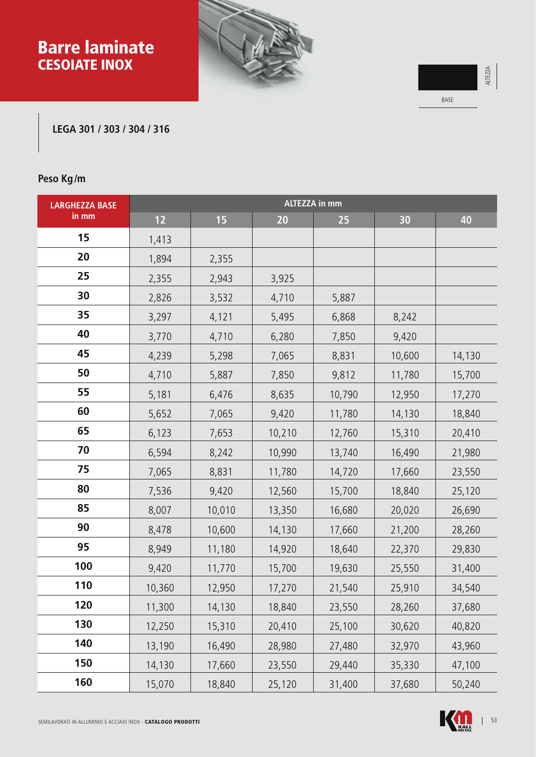# Barre laminate
## CESOIATE INOX

ALTEZZA

BASE

**LEGA 301 / 303 / 304 / 316**

**Peso Kg/m**

| LARGHEZZA BASE in mm | ALTEZZA in mm | | | | | |
|---|---|---|---|---|---|---|
| | 12 | 15 | 20 | 25 | 30 | 40 |
| **15** | 1,413 | | | | | |
| **20** | 1,894 | 2,355 | | | | |
| **25** | 2,355 | 2,943 | 3,925 | | | |
| **30** | 2,826 | 3,532 | 4,710 | 5,887 | | |
| **35** | 3,297 | 4,121 | 5,495 | 6,868 | 8,242 | |
| **40** | 3,770 | 4,710 | 6,280 | 7,850 | 9,420 | |
| **45** | 4,239 | 5,298 | 7,065 | 8,831 | 10,600 | 14,130 |
| **50** | 4,710 | 5,887 | 7,850 | 9,812 | 11,780 | 15,700 |
| **55** | 5,181 | 6,476 | 8,635 | 10,790 | 12,950 | 17,270 |
| **60** | 5,652 | 7,065 | 9,420 | 11,780 | 14,130 | 18,840 |
| **65** | 6,123 | 7,653 | 10,210 | 12,760 | 15,310 | 20,410 |
| **70** | 6,594 | 8,242 | 10,990 | 13,740 | 16,490 | 21,980 |
| **75** | 7,065 | 8,831 | 11,780 | 14,720 | 17,660 | 23,550 |
| **80** | 7,536 | 9,420 | 12,560 | 15,700 | 18,840 | 25,120 |
| **85** | 8,007 | 10,010 | 13,350 | 16,680 | 20,020 | 26,690 |
| **90** | 8,478 | 10,600 | 14,130 | 17,660 | 21,200 | 28,260 |
| **95** | 8,949 | 11,180 | 14,920 | 18,640 | 22,370 | 29,830 |
| **100** | 9,420 | 11,770 | 15,700 | 19,630 | 25,550 | 31,400 |
| **110** | 10,360 | 12,950 | 17,270 | 21,540 | 25,910 | 34,540 |
| **120** | 11,300 | 14,130 | 18,840 | 23,550 | 28,260 | 37,680 |
| **130** | 12,250 | 15,310 | 20,410 | 25,100 | 30,620 | 40,820 |
| **140** | 13,190 | 16,490 | 28,980 | 27,480 | 32,970 | 43,960 |
| **150** | 14,130 | 17,660 | 23,550 | 29,440 | 35,330 | 47,100 |
| **160** | 15,070 | 18,840 | 25,120 | 31,400 | 37,680 | 50,240 |